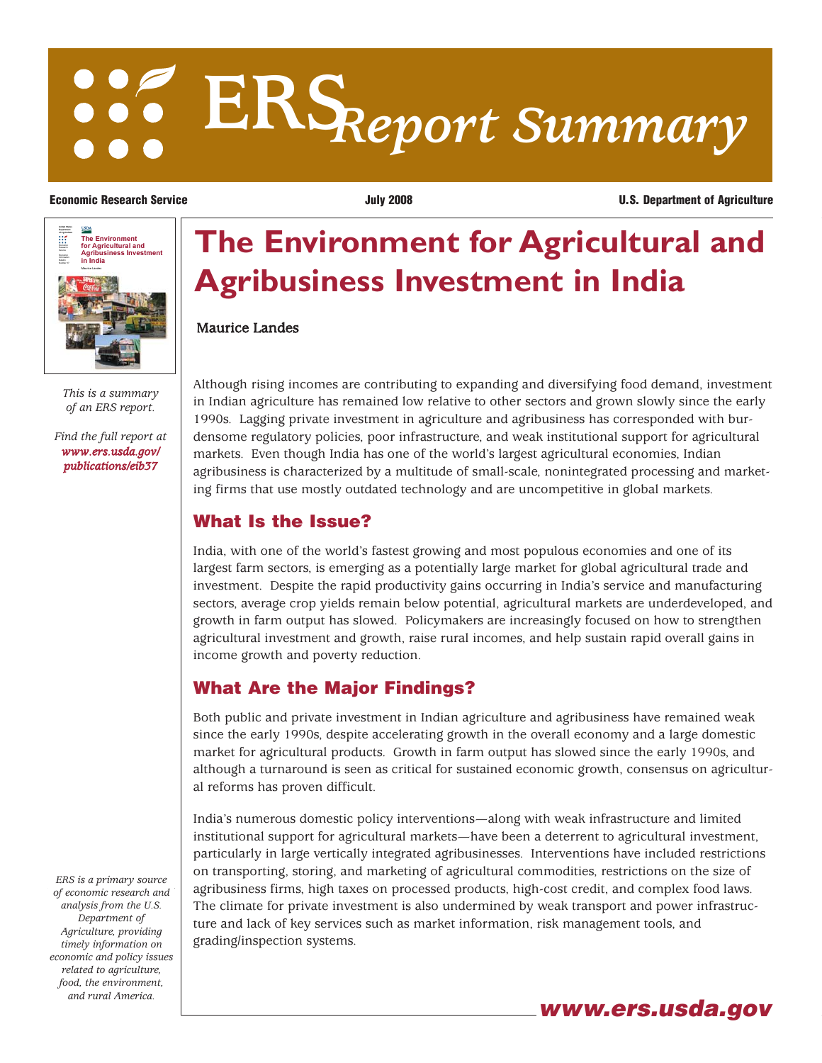# ERS Report Summary

**Economic Research Service** | **July 2008** | **U.S. Department of Agriculture**

*This is a summary of an ERS report.*

*Find the full report at* ***www.ers.usda.gov/publications/eib37***

# The Environment for Agricultural and Agribusiness Investment in India

Maurice Landes

Although rising incomes are contributing to expanding and diversifying food demand, investment in Indian agriculture has remained low relative to other sectors and grown slowly since the early 1990s. Lagging private investment in agriculture and agribusiness has corresponded with burdensome regulatory policies, poor infrastructure, and weak institutional support for agricultural markets. Even though India has one of the world's largest agricultural economies, Indian agribusiness is characterized by a multitude of small-scale, nonintegrated processing and marketing firms that use mostly outdated technology and are uncompetitive in global markets.

## What Is the Issue?

India, with one of the world's fastest growing and most populous economies and one of its largest farm sectors, is emerging as a potentially large market for global agricultural trade and investment. Despite the rapid productivity gains occurring in India's service and manufacturing sectors, average crop yields remain below potential, agricultural markets are underdeveloped, and growth in farm output has slowed. Policymakers are increasingly focused on how to strengthen agricultural investment and growth, raise rural incomes, and help sustain rapid overall gains in income growth and poverty reduction.

## What Are the Major Findings?

Both public and private investment in Indian agriculture and agribusiness have remained weak since the early 1990s, despite accelerating growth in the overall economy and a large domestic market for agricultural products. Growth in farm output has slowed since the early 1990s, and although a turnaround is seen as critical for sustained economic growth, consensus on agricultural reforms has proven difficult.

India's numerous domestic policy interventions—along with weak infrastructure and limited institutional support for agricultural markets—have been a deterrent to agricultural investment, particularly in large vertically integrated agribusinesses. Interventions have included restrictions on transporting, storing, and marketing of agricultural commodities, restrictions on the size of agribusiness firms, high taxes on processed products, high-cost credit, and complex food laws. The climate for private investment is also undermined by weak transport and power infrastructure and lack of key services such as market information, risk management tools, and grading/inspection systems.

*ERS is a primary source of economic research and analysis from the U.S. Department of Agriculture, providing timely information on economic and policy issues related to agriculture, food, the environment, and rural America.*

***www.ers.usda.gov***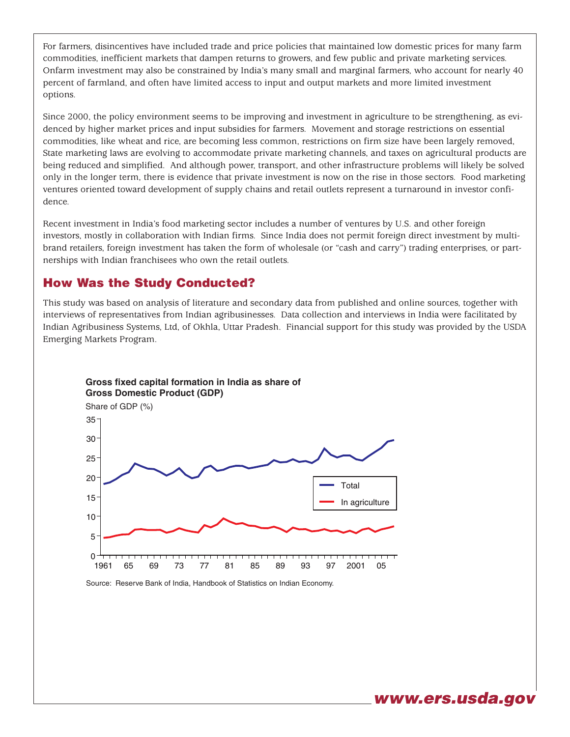For farmers, disincentives have included trade and price policies that maintained low domestic prices for many farm commodities, inefficient markets that dampen returns to growers, and few public and private marketing services. Onfarm investment may also be constrained by India's many small and marginal farmers, who account for nearly 40 percent of farmland, and often have limited access to input and output markets and more limited investment options.

Since 2000, the policy environment seems to be improving and investment in agriculture to be strengthening, as evidenced by higher market prices and input subsidies for farmers. Movement and storage restrictions on essential commodities, like wheat and rice, are becoming less common, restrictions on firm size have been largely removed, State marketing laws are evolving to accommodate private marketing channels, and taxes on agricultural products are being reduced and simplified. And although power, transport, and other infrastructure problems will likely be solved only in the longer term, there is evidence that private investment is now on the rise in those sectors. Food marketing ventures oriented toward development of supply chains and retail outlets represent a turnaround in investor confidence.

Recent investment in India's food marketing sector includes a number of ventures by U.S. and other foreign investors, mostly in collaboration with Indian firms. Since India does not permit foreign direct investment by multibrand retailers, foreign investment has taken the form of wholesale (or "cash and carry") trading enterprises, or partnerships with Indian franchisees who own the retail outlets.

## How Was the Study Conducted?

This study was based on analysis of literature and secondary data from published and online sources, together with interviews of representatives from Indian agribusinesses. Data collection and interviews in India were facilitated by Indian Agribusiness Systems, Ltd, of Okhla, Uttar Pradesh. Financial support for this study was provided by the USDA Emerging Markets Program.

**Gross fixed capital formation in India as share of Gross Domestic Product (GDP)**

Share of GDP (%)

35
30
25
20
15
10
5
0

1961 65 69 73 77 81 85 89 93 97 2001 05

Total
In agriculture

Source: Reserve Bank of India, Handbook of Statistics on Indian Economy.

www.ers.usda.gov